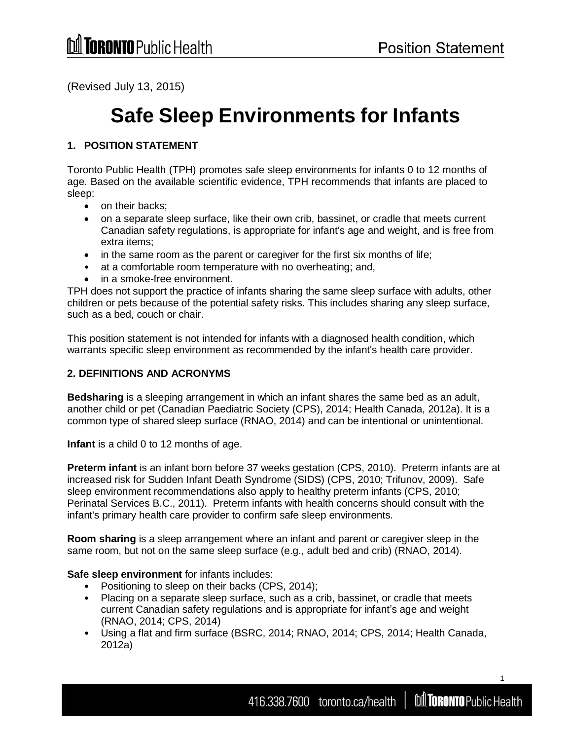(Revised July 13, 2015)

# Safe Sleep Environments for Infants

## 1. POSITION STATEMENT

Toronto Public Health (TPH) promotes safe sleep environments for infants 0 to 12 months of age. Based on the available scientific evidence, TPH recommends that infants are placed to sleep:

- on their backs;
- on a separate sleep surface, like their own crib, bassinet, or cradle that meets current Canadian safety regulations, is appropriate for infant's age and weight, and is free from extra items;
- in the same room as the parent or caregiver for the first six months of life;
- at a comfortable room temperature with no overheating; and,
- in a smoke-free environment.

TPH does not support the practice of infants sharing the same sleep surface with adults, other children or pets because of the potential safety risks. This includes sharing any sleep surface, such as a bed, couch or chair.

This position statement is not intended for infants with a diagnosed health condition, which warrants specific sleep environment as recommended by the infant's health care provider.

## 2. DEFINITIONS AND ACRONYMS

**Bedsharing** is a sleeping arrangement in which an infant shares the same bed as an adult, another child or pet (Canadian Paediatric Society (CPS), 2014; Health Canada, 2012a). It is a common type of shared sleep surface (RNAO, 2014) and can be intentional or unintentional.

**Infant** is a child 0 to 12 months of age.

**Preterm infant** is an infant born before 37 weeks gestation (CPS, 2010). Preterm infants are at increased risk for Sudden Infant Death Syndrome (SIDS) (CPS, 2010; Trifunov, 2009). Safe sleep environment recommendations also apply to healthy preterm infants (CPS, 2010; Perinatal Services B.C., 2011). Preterm infants with health concerns should consult with the infant's primary health care provider to confirm safe sleep environments.

**Room sharing** is a sleep arrangement where an infant and parent or caregiver sleep in the same room, but not on the same sleep surface (e.g., adult bed and crib) (RNAO, 2014).

**Safe sleep environment** for infants includes:

- Positioning to sleep on their backs (CPS, 2014);
- Placing on a separate sleep surface, such as a crib, bassinet, or cradle that meets current Canadian safety regulations and is appropriate for infant's age and weight (RNAO, 2014; CPS, 2014)
- Using a flat and firm surface (BSRC, 2014; RNAO, 2014; CPS, 2014; Health Canada, 2012a)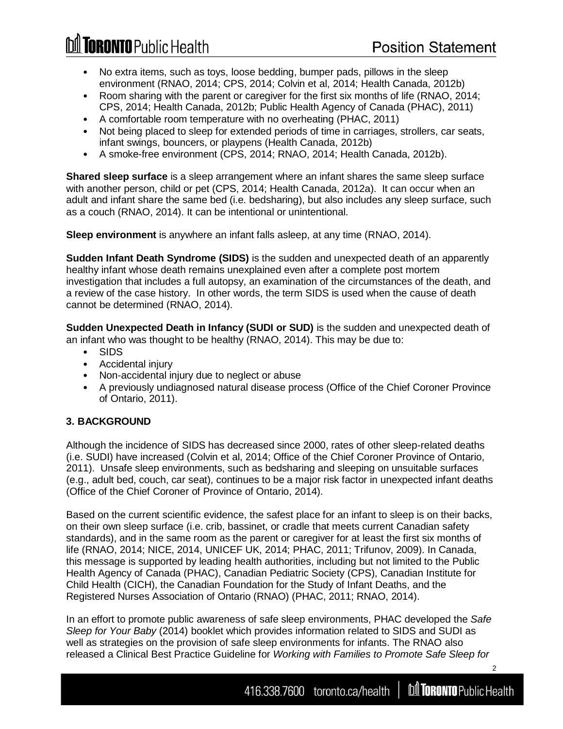- No extra items, such as toys, loose bedding, bumper pads, pillows in the sleep environment (RNAO, 2014; CPS, 2014; Colvin et al, 2014; Health Canada, 2012b)
- Room sharing with the parent or caregiver for the first six months of life (RNAO, 2014; CPS, 2014; Health Canada, 2012b; Public Health Agency of Canada (PHAC), 2011)
- A comfortable room temperature with no overheating (PHAC, 2011)
- Not being placed to sleep for extended periods of time in carriages, strollers, car seats, infant swings, bouncers, or playpens (Health Canada, 2012b)
- A smoke-free environment (CPS, 2014; RNAO, 2014; Health Canada, 2012b).

**Shared sleep surface** is a sleep arrangement where an infant shares the same sleep surface with another person, child or pet (CPS, 2014; Health Canada, 2012a). It can occur when an adult and infant share the same bed (i.e. bedsharing), but also includes any sleep surface, such as a couch (RNAO, 2014). It can be intentional or unintentional.

**Sleep environment** is anywhere an infant falls asleep, at any time (RNAO, 2014).

**Sudden Infant Death Syndrome (SIDS)** is the sudden and unexpected death of an apparently healthy infant whose death remains unexplained even after a complete post mortem investigation that includes a full autopsy, an examination of the circumstances of the death, and a review of the case history. In other words, the term SIDS is used when the cause of death cannot be determined (RNAO, 2014).

**Sudden Unexpected Death in Infancy (SUDI or SUD)** is the sudden and unexpected death of an infant who was thought to be healthy (RNAO, 2014). This may be due to:

- SIDS
- Accidental injury
- Non-accidental injury due to neglect or abuse
- A previously undiagnosed natural disease process (Office of the Chief Coroner Province of Ontario, 2011).

## 3. BACKGROUND

Although the incidence of SIDS has decreased since 2000, rates of other sleep-related deaths (i.e. SUDI) have increased (Colvin et al, 2014; Office of the Chief Coroner Province of Ontario, 2011). Unsafe sleep environments, such as bedsharing and sleeping on unsuitable surfaces (e.g., adult bed, couch, car seat), continues to be a major risk factor in unexpected infant deaths (Office of the Chief Coroner of Province of Ontario, 2014).

Based on the current scientific evidence, the safest place for an infant to sleep is on their backs, on their own sleep surface (i.e. crib, bassinet, or cradle that meets current Canadian safety standards), and in the same room as the parent or caregiver for at least the first six months of life (RNAO, 2014; NICE, 2014, UNICEF UK, 2014; PHAC, 2011; Trifunov, 2009). In Canada, this message is supported by leading health authorities, including but not limited to the Public Health Agency of Canada (PHAC), Canadian Pediatric Society (CPS), Canadian Institute for Child Health (CICH), the Canadian Foundation for the Study of Infant Deaths, and the Registered Nurses Association of Ontario (RNAO) (PHAC, 2011; RNAO, 2014).

In an effort to promote public awareness of safe sleep environments, PHAC developed the *Safe Sleep for Your Baby* (2014) booklet which provides information related to SIDS and SUDI as well as strategies on the provision of safe sleep environments for infants. The RNAO also released a Clinical Best Practice Guideline for *Working with Families to Promote Safe Sleep for*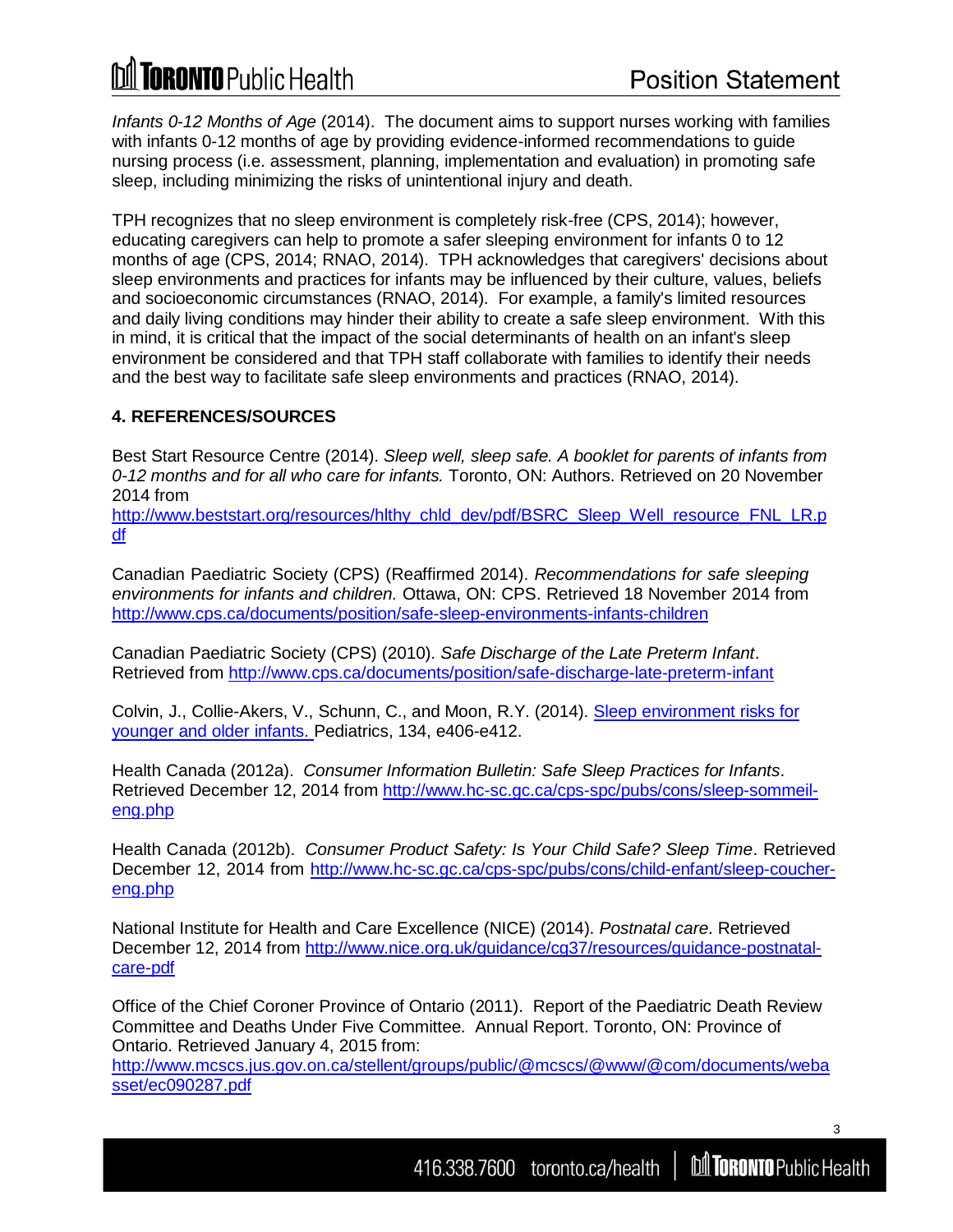*Infants 0-12 Months of Age* (2014). The document aims to support nurses working with families with infants 0-12 months of age by providing evidence-informed recommendations to guide nursing process (i.e. assessment, planning, implementation and evaluation) in promoting safe sleep, including minimizing the risks of unintentional injury and death.

TPH recognizes that no sleep environment is completely risk-free (CPS, 2014); however, educating caregivers can help to promote a safer sleeping environment for infants 0 to 12 months of age (CPS, 2014; RNAO, 2014). TPH acknowledges that caregivers' decisions about sleep environments and practices for infants may be influenced by their culture, values, beliefs and socioeconomic circumstances (RNAO, 2014). For example, a family's limited resources and daily living conditions may hinder their ability to create a safe sleep environment. With this in mind, it is critical that the impact of the social determinants of health on an infant's sleep environment be considered and that TPH staff collaborate with families to identify their needs and the best way to facilitate safe sleep environments and practices (RNAO, 2014).

**4. REFERENCES/SOURCES**

Best Start Resource Centre (2014). *Sleep well, sleep safe. A booklet for parents of infants from 0-12 months and for all who care for infants.* Toronto, ON: Authors. Retrieved on 20 November 2014 from http://www.beststart.org/resources/hlthy_chld_dev/pdf/BSRC_Sleep_Well_resource_FNL_LR.pdf

Canadian Paediatric Society (CPS) (Reaffirmed 2014). *Recommendations for safe sleeping environments for infants and children.* Ottawa, ON: CPS. Retrieved 18 November 2014 from http://www.cps.ca/documents/position/safe-sleep-environments-infants-children

Canadian Paediatric Society (CPS) (2010). *Safe Discharge of the Late Preterm Infant*. Retrieved from http://www.cps.ca/documents/position/safe-discharge-late-preterm-infant

Colvin, J., Collie-Akers, V., Schunn, C., and Moon, R.Y. (2014). Sleep environment risks for younger and older infants. Pediatrics, 134, e406-e412.

Health Canada (2012a). *Consumer Information Bulletin: Safe Sleep Practices for Infants*. Retrieved December 12, 2014 from http://www.hc-sc.gc.ca/cps-spc/pubs/cons/sleep-sommeil-eng.php

Health Canada (2012b). *Consumer Product Safety: Is Your Child Safe? Sleep Time*. Retrieved December 12, 2014 from http://www.hc-sc.gc.ca/cps-spc/pubs/cons/child-enfant/sleep-coucher-eng.php

National Institute for Health and Care Excellence (NICE) (2014). *Postnatal care*. Retrieved December 12, 2014 from http://www.nice.org.uk/guidance/cg37/resources/guidance-postnatal-care-pdf

Office of the Chief Coroner Province of Ontario (2011). Report of the Paediatric Death Review Committee and Deaths Under Five Committee. Annual Report. Toronto, ON: Province of Ontario. Retrieved January 4, 2015 from: http://www.mcscs.jus.gov.on.ca/stellent/groups/public/@mcscs/@www/@com/documents/webasset/ec090287.pdf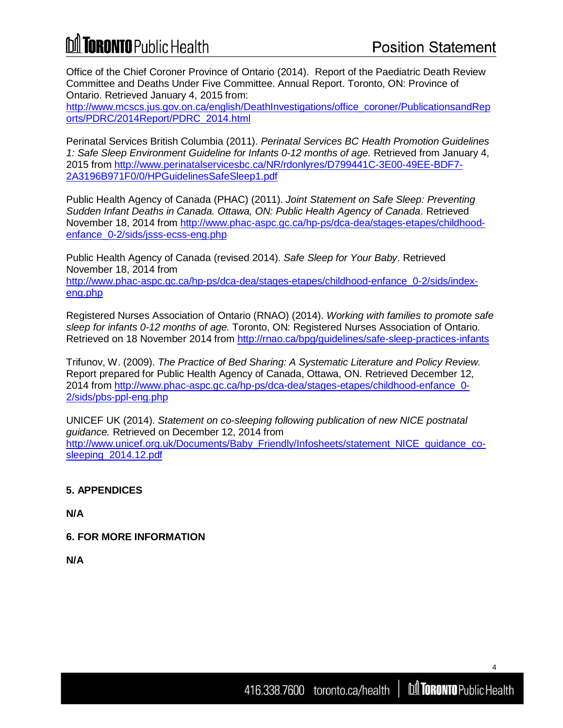Office of the Chief Coroner Province of Ontario (2014). Report of the Paediatric Death Review Committee and Deaths Under Five Committee. Annual Report. Toronto, ON: Province of Ontario. Retrieved January 4, 2015 from: http://www.mcscs.jus.gov.on.ca/english/DeathInvestigations/office_coroner/PublicationsandReports/PDRC/2014Report/PDRC_2014.html

Perinatal Services British Columbia (2011). *Perinatal Services BC Health Promotion Guidelines 1: Safe Sleep Environment Guideline for Infants 0-12 months of age.* Retrieved from January 4, 2015 from http://www.perinatalservicesbc.ca/NR/rdonlyres/D799441C-3E00-49EE-BDF7-2A3196B971F0/0/HPGuidelinesSafeSleep1.pdf

Public Health Agency of Canada (PHAC) (2011). *Joint Statement on Safe Sleep: Preventing Sudden Infant Deaths in Canada. Ottawa, ON: Public Health Agency of Canada*. Retrieved November 18, 2014 from http://www.phac-aspc.gc.ca/hp-ps/dca-dea/stages-etapes/childhood-enfance_0-2/sids/jsss-ecss-eng.php

Public Health Agency of Canada (revised 2014). *Safe Sleep for Your Baby*. Retrieved November 18, 2014 from http://www.phac-aspc.gc.ca/hp-ps/dca-dea/stages-etapes/childhood-enfance_0-2/sids/index-eng.php

Registered Nurses Association of Ontario (RNAO) (2014). *Working with families to promote safe sleep for infants 0-12 months of age.* Toronto, ON: Registered Nurses Association of Ontario. Retrieved on 18 November 2014 from http://rnao.ca/bpg/guidelines/safe-sleep-practices-infants

Trifunov, W. (2009). *The Practice of Bed Sharing: A Systematic Literature and Policy Review.* Report prepared for Public Health Agency of Canada, Ottawa, ON. Retrieved December 12, 2014 from http://www.phac-aspc.gc.ca/hp-ps/dca-dea/stages-etapes/childhood-enfance_0-2/sids/pbs-ppl-eng.php

UNICEF UK (2014). *Statement on co-sleeping following publication of new NICE postnatal guidance.* Retrieved on December 12, 2014 from http://www.unicef.org.uk/Documents/Baby_Friendly/Infosheets/statement_NICE_guidance_co-sleeping_2014.12.pdf

**5. APPENDICES**

**N/A**

**6. FOR MORE INFORMATION**

**N/A**